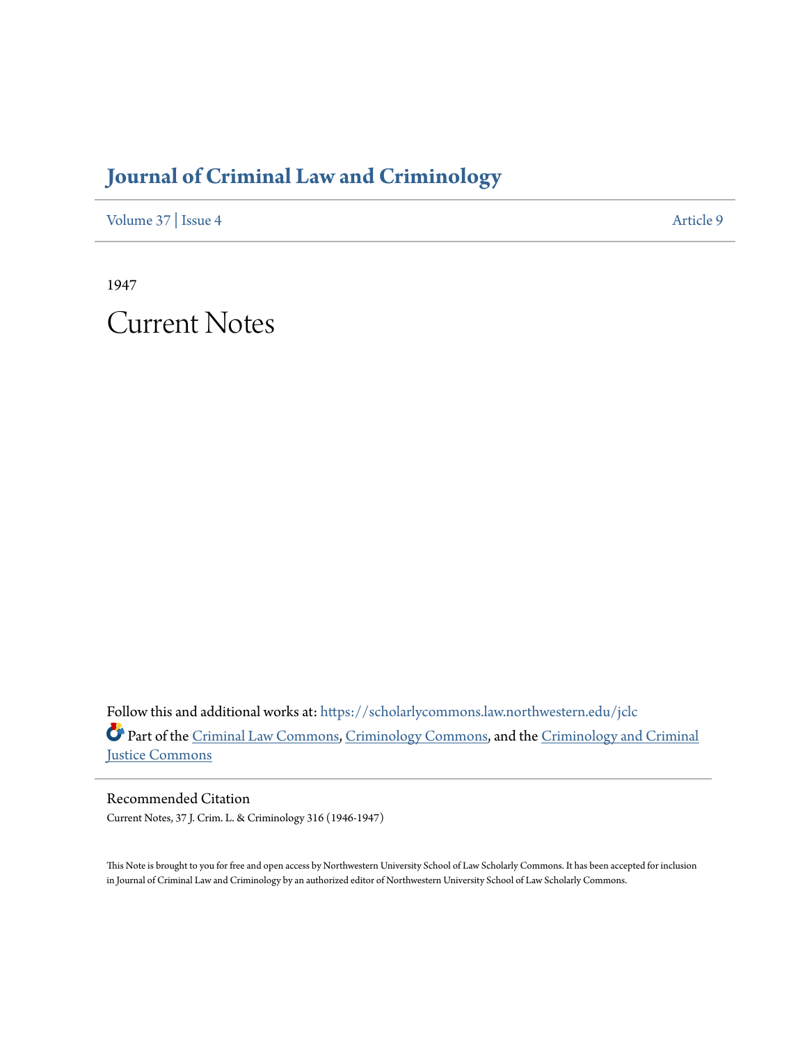# Journal of Criminal Law and Criminology

Volume 37 | Issue 4 Article 9

1947

# Current Notes

Follow this and additional works at: https://scholarlycommons.law.northwestern.edu/jclc

Part of the Criminal Law Commons, Criminology Commons, and the Criminology and Criminal Justice Commons

## Recommended Citation

Current Notes, 37 J. Crim. L. & Criminology 316 (1946-1947)

This Note is brought to you for free and open access by Northwestern University School of Law Scholarly Commons. It has been accepted for inclusion in Journal of Criminal Law and Criminology by an authorized editor of Northwestern University School of Law Scholarly Commons.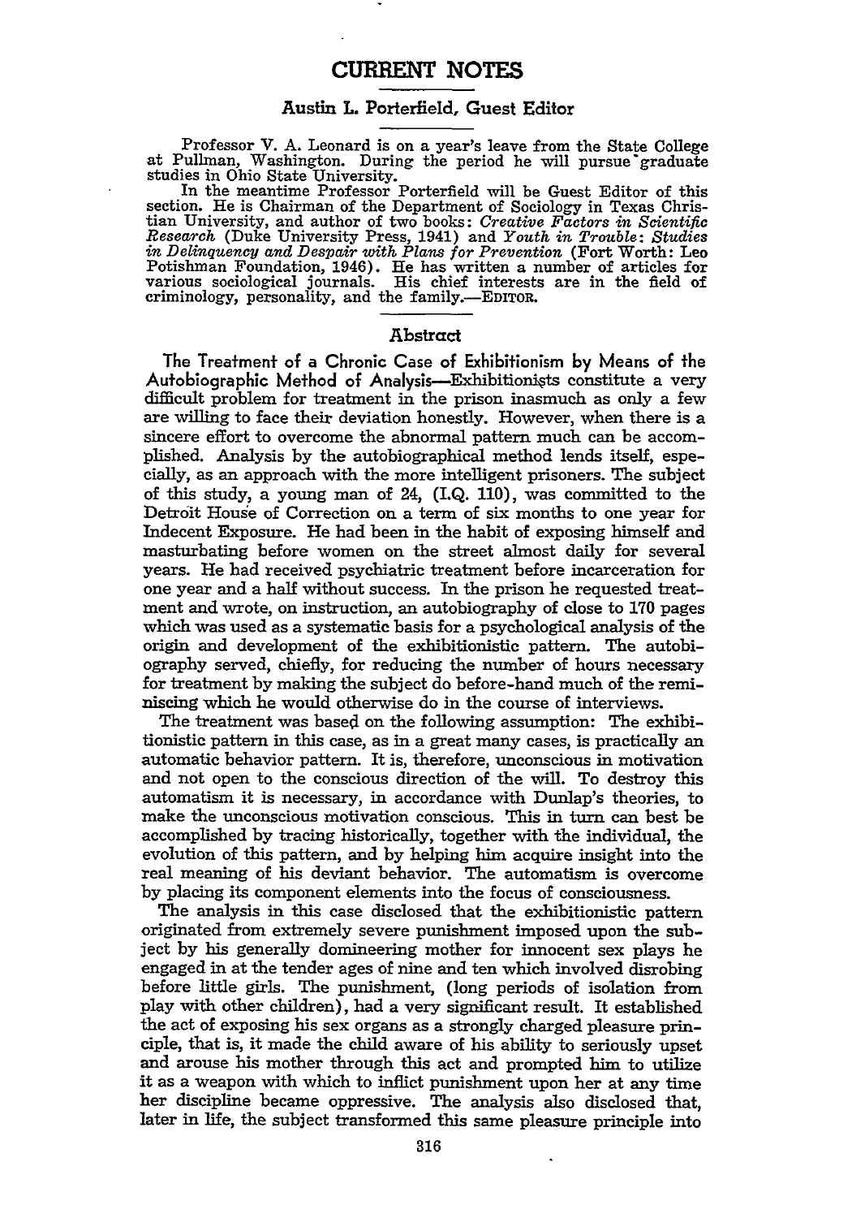# CURRENT NOTES

## Austin L. Porterfield, Guest Editor

Professor V. A. Leonard is on a year's leave from the State College at Pullman, Washington. During the period he will pursue graduate studies in Ohio State University.

In the meantime Professor Porterfield will be Guest Editor of this section. He is Chairman of the Department of Sociology in Texas Christian University, and author of two books: *Creative Factors in Scientific Research* (Duke University Press, 1941) and *Youth in Trouble: Studies in Delinquency and Despair with Plans for Prevention* (Fort Worth: Leo Potishman Foundation, 1946). He has written a number of articles for various sociological journals. His chief interests are in the field of criminology, personality, and the family.—EDITOR.

### Abstract

**The Treatment of a Chronic Case of Exhibitionism by Means of the Autobiographic Method of Analysis**—Exhibitionists constitute a very difficult problem for treatment in the prison inasmuch as only a few are willing to face their deviation honestly. However, when there is a sincere effort to overcome the abnormal pattern much can be accomplished. Analysis by the autobiographical method lends itself, especially, as an approach with the more intelligent prisoners. The subject of this study, a young man of 24, (I.Q. 110), was committed to the Detroit House of Correction on a term of six months to one year for Indecent Exposure. He had been in the habit of exposing himself and masturbating before women on the street almost daily for several years. He had received psychiatric treatment before incarceration for one year and a half without success. In the prison he requested treatment and wrote, on instruction, an autobiography of close to 170 pages which was used as a systematic basis for a psychological analysis of the origin and development of the exhibitionistic pattern. The autobiography served, chiefly, for reducing the number of hours necessary for treatment by making the subject do before-hand much of the reminiscing which he would otherwise do in the course of interviews.

The treatment was based on the following assumption: The exhibitionistic pattern in this case, as in a great many cases, is practically an automatic behavior pattern. It is, therefore, unconscious in motivation and not open to the conscious direction of the will. To destroy this automatism it is necessary, in accordance with Dunlap's theories, to make the unconscious motivation conscious. This in turn can best be accomplished by tracing historically, together with the individual, the evolution of this pattern, and by helping him acquire insight into the real meaning of his deviant behavior. The automatism is overcome by placing its component elements into the focus of consciousness.

The analysis in this case disclosed that the exhibitionistic pattern originated from extremely severe punishment imposed upon the subject by his generally domineering mother for innocent sex plays he engaged in at the tender ages of nine and ten which involved disrobing before little girls. The punishment, (long periods of isolation from play with other children), had a very significant result. It established the act of exposing his sex organs as a strongly charged pleasure principle, that is, it made the child aware of his ability to seriously upset and arouse his mother through this act and prompted him to utilize it as a weapon with which to inflict punishment upon her at any time her discipline became oppressive. The analysis also disclosed that, later in life, the subject transformed this same pleasure principle into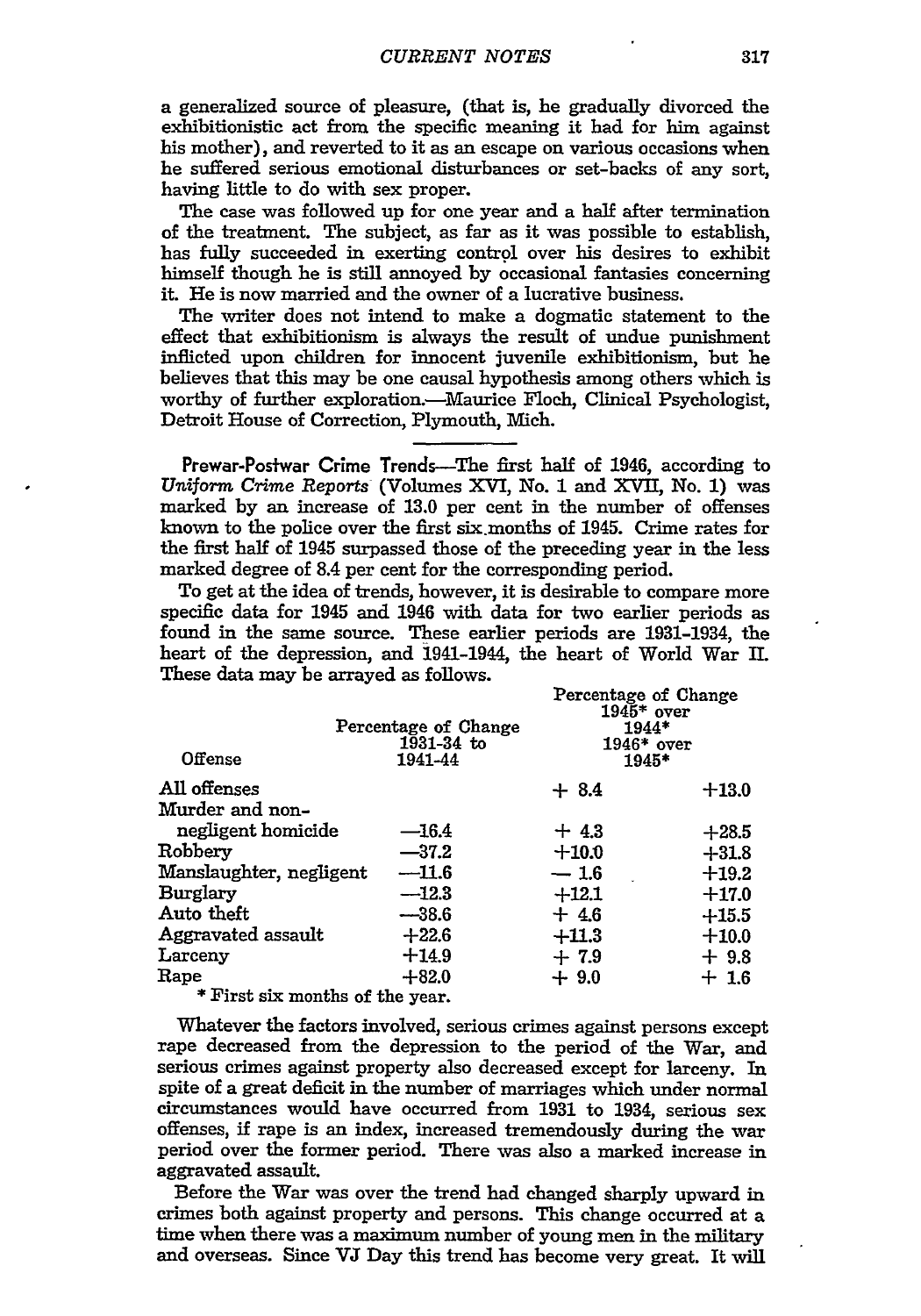a generalized source of pleasure, (that is, he gradually divorced the exhibitionistic act from the specific meaning it had for him against his mother), and reverted to it as an escape on various occasions when he suffered serious emotional disturbances or set-backs of any sort, having little to do with sex proper.

The case was followed up for one year and a half after termination of the treatment. The subject, as far as it was possible to establish, has fully succeeded in exerting control over his desires to exhibit himself though he is still annoyed by occasional fantasies concerning it. He is now married and the owner of a lucrative business.

The writer does not intend to make a dogmatic statement to the effect that exhibitionism is always the result of undue punishment inflicted upon children for innocent juvenile exhibitionism, but he believes that this may be one causal hypothesis among others which is worthy of further exploration.—Maurice Floch, Clinical Psychologist, Detroit House of Correction, Plymouth, Mich.

---

**Prewar-Postwar Crime Trends**—The first half of 1946, according to *Uniform Crime Reports* (Volumes XVI, No. 1 and XVII, No. 1) was marked by an increase of 13.0 per cent in the number of offenses known to the police over the first six months of 1945. Crime rates for the first half of 1945 surpassed those of the preceding year in the less marked degree of 8.4 per cent for the corresponding period.

To get at the idea of trends, however, it is desirable to compare more specific data for 1945 and 1946 with data for two earlier periods as found in the same source. These earlier periods are 1931-1934, the heart of the depression, and 1941-1944, the heart of World War II. These data may be arrayed as follows.

| Offense | Percentage of Change 1931-34 to 1941-44 | Percentage of Change 1945* over 1944* | 1946* over 1945* |
|---|---|---|---|
| All offenses | | + 8.4 | +13.0 |
| Murder and non-negligent homicide | —16.4 | + 4.3 | +28.5 |
| Robbery | —37.2 | +10.0 | +31.8 |
| Manslaughter, negligent | —11.6 | — 1.6 | +19.2 |
| Burglary | —12.3 | +12.1 | +17.0 |
| Auto theft | —38.6 | + 4.6 | +15.5 |
| Aggravated assault | +22.6 | +11.3 | +10.0 |
| Larceny | +14.9 | + 7.9 | + 9.8 |
| Rape | +82.0 | + 9.0 | + 1.6 |

\* First six months of the year.

Whatever the factors involved, serious crimes against persons except rape decreased from the depression to the period of the War, and serious crimes against property also decreased except for larceny. In spite of a great deficit in the number of marriages which under normal circumstances would have occurred from 1931 to 1934, serious sex offenses, if rape is an index, increased tremendously during the war period over the former period. There was also a marked increase in aggravated assault.

Before the War was over the trend had changed sharply upward in crimes both against property and persons. This change occurred at a time when there was a maximum number of young men in the military and overseas. Since VJ Day this trend has become very great. It will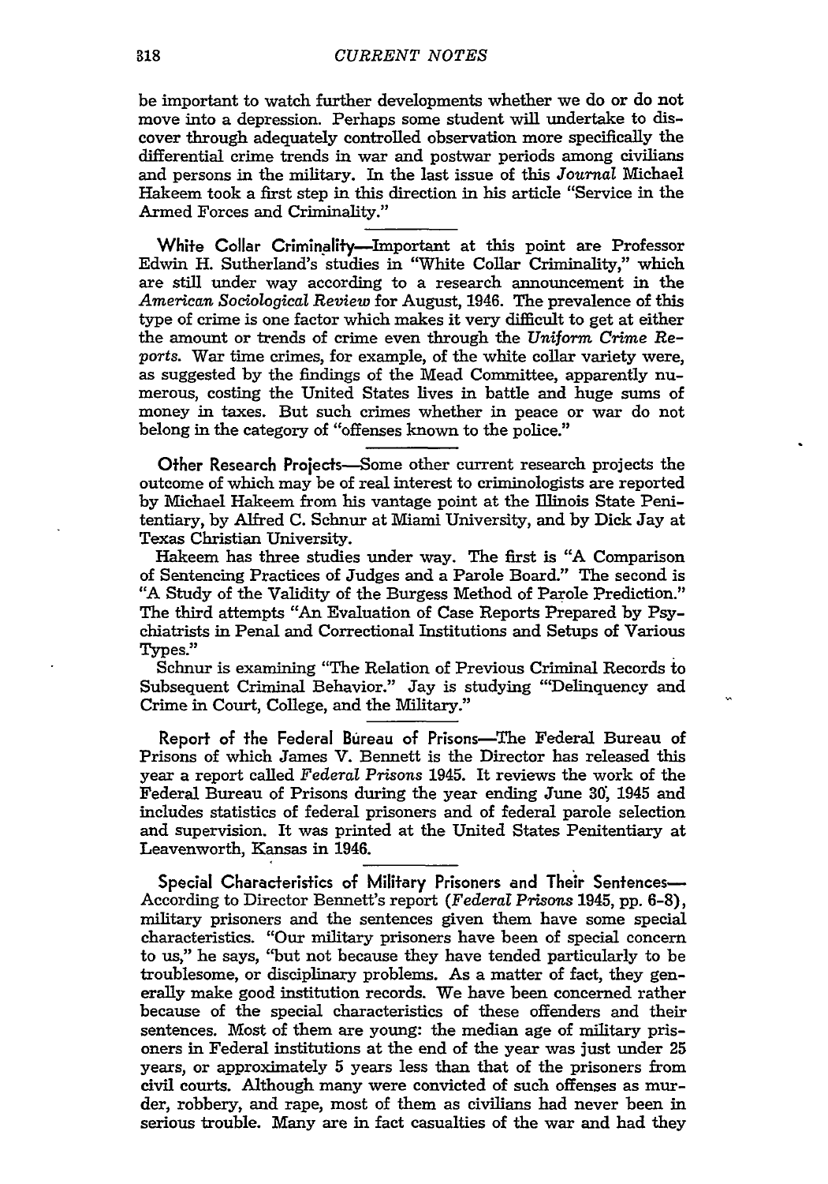be important to watch further developments whether we do or do not move into a depression. Perhaps some student will undertake to discover through adequately controlled observation more specifically the differential crime trends in war and postwar periods among civilians and persons in the military. In the last issue of this *Journal* Michael Hakeem took a first step in this direction in his article "Service in the Armed Forces and Criminality."

**White Collar Criminality**—Important at this point are Professor Edwin H. Sutherland's studies in "White Collar Criminality," which are still under way according to a research announcement in the *American Sociological Review* for August, 1946. The prevalence of this type of crime is one factor which makes it very difficult to get at either the amount or trends of crime even through the *Uniform Crime Reports*. War time crimes, for example, of the white collar variety were, as suggested by the findings of the Mead Committee, apparently numerous, costing the United States lives in battle and huge sums of money in taxes. But such crimes whether in peace or war do not belong in the category of "offenses known to the police."

**Other Research Projects**—Some other current research projects the outcome of which may be of real interest to criminologists are reported by Michael Hakeem from his vantage point at the Illinois State Penitentiary, by Alfred C. Schnur at Miami University, and by Dick Jay at Texas Christian University.

Hakeem has three studies under way. The first is "A Comparison of Sentencing Practices of Judges and a Parole Board." The second is "A Study of the Validity of the Burgess Method of Parole Prediction." The third attempts "An Evaluation of Case Reports Prepared by Psychiatrists in Penal and Correctional Institutions and Setups of Various Types."

Schnur is examining "The Relation of Previous Criminal Records to Subsequent Criminal Behavior." Jay is studying "Delinquency and Crime in Court, College, and the Military."

**Report of the Federal Bureau of Prisons**—The Federal Bureau of Prisons of which James V. Bennett is the Director has released this year a report called *Federal Prisons 1945*. It reviews the work of the Federal Bureau of Prisons during the year ending June 30, 1945 and includes statistics of federal prisoners and of federal parole selection and supervision. It was printed at the United States Penitentiary at Leavenworth, Kansas in 1946.

**Special Characteristics of Military Prisoners and Their Sentences**—According to Director Bennett's report (*Federal Prisons* 1945, pp. 6-8), military prisoners and the sentences given them have some special characteristics. "Our military prisoners have been of special concern to us," he says, "but not because they have tended particularly to be troublesome, or disciplinary problems. As a matter of fact, they generally make good institution records. We have been concerned rather because of the special characteristics of these offenders and their sentences. Most of them are young: the median age of military prisoners in Federal institutions at the end of the year was just under 25 years, or approximately 5 years less than that of the prisoners from civil courts. Although many were convicted of such offenses as murder, robbery, and rape, most of them as civilians had never been in serious trouble. Many are in fact casualties of the war and had they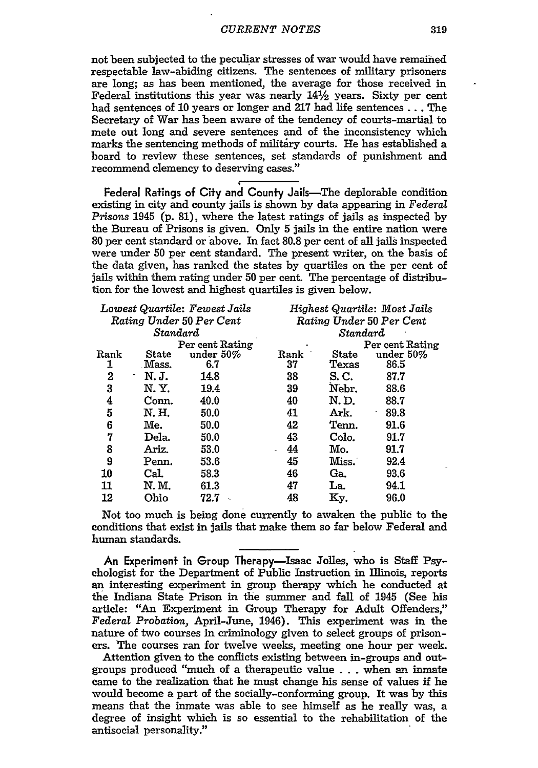not been subjected to the peculiar stresses of war would have remained respectable law-abiding citizens. The sentences of military prisoners are long; as has been mentioned, the average for those received in Federal institutions this year was nearly 14½ years. Sixty per cent had sentences of 10 years or longer and 217 had life sentences . . . The Secretary of War has been aware of the tendency of courts-martial to mete out long and severe sentences and of the inconsistency which marks the sentencing methods of military courts. He has established a board to review these sentences, set standards of punishment and recommend clemency to deserving cases."

**Federal Ratings of City and County Jails**—The deplorable condition existing in city and county jails is shown by data appearing in *Federal Prisons* 1945 (p. 81), where the latest ratings of jails as inspected by the Bureau of Prisons is given. Only 5 jails in the entire nation were 80 per cent standard or above. In fact 80.8 per cent of all jails inspected were under 50 per cent standard. The present writer, on the basis of the data given, has ranked the states by quartiles on the per cent of jails within them rating under 50 per cent. The percentage of distribution for the lowest and highest quartiles is given below.

| *Lowest Quartile: Fewest Jails Rating Under 50 Per Cent Standard* | | | *Highest Quartile: Most Jails Rating Under 50 Per Cent Standard* | | |
|---|---|---|---|---|---|
| Rank | State | Per cent Rating under 50% | Rank | State | Per cent Rating under 50% |
| 1 | Mass. | 6.7 | 37 | Texas | 86.5 |
| 2 | N. J. | 14.8 | 38 | S. C. | 87.7 |
| 3 | N. Y. | 19.4 | 39 | Nebr. | 88.6 |
| 4 | Conn. | 40.0 | 40 | N. D. | 88.7 |
| 5 | N. H. | 50.0 | 41 | Ark. | 89.8 |
| 6 | Me. | 50.0 | 42 | Tenn. | 91.6 |
| 7 | Dela. | 50.0 | 43 | Colo. | 91.7 |
| 8 | Ariz. | 53.0 | 44 | Mo. | 91.7 |
| 9 | Penn. | 53.6 | 45 | Miss. | 92.4 |
| 10 | Cal. | 58.3 | 46 | Ga. | 93.6 |
| 11 | N. M. | 61.3 | 47 | La. | 94.1 |
| 12 | Ohio | 72.7 | 48 | Ky. | 96.0 |

Not too much is being done currently to awaken the public to the conditions that exist in jails that make them so far below Federal and human standards.

**An Experiment in Group Therapy**—Isaac Jolles, who is Staff Psychologist for the Department of Public Instruction in Illinois, reports an interesting experiment in group therapy which he conducted at the Indiana State Prison in the summer and fall of 1945 (See his article: "An Experiment in Group Therapy for Adult Offenders," *Federal Probation*, April-June, 1946). This experiment was in the nature of two courses in criminology given to select groups of prisoners. The courses ran for twelve weeks, meeting one hour per week.

Attention given to the conflicts existing between in-groups and out-groups produced "much of a therapeutic value . . . when an inmate came to the realization that he must change his sense of values if he would become a part of the socially-conforming group. It was by this means that the inmate was able to see himself as he really was, a degree of insight which is so essential to the rehabilitation of the antisocial personality."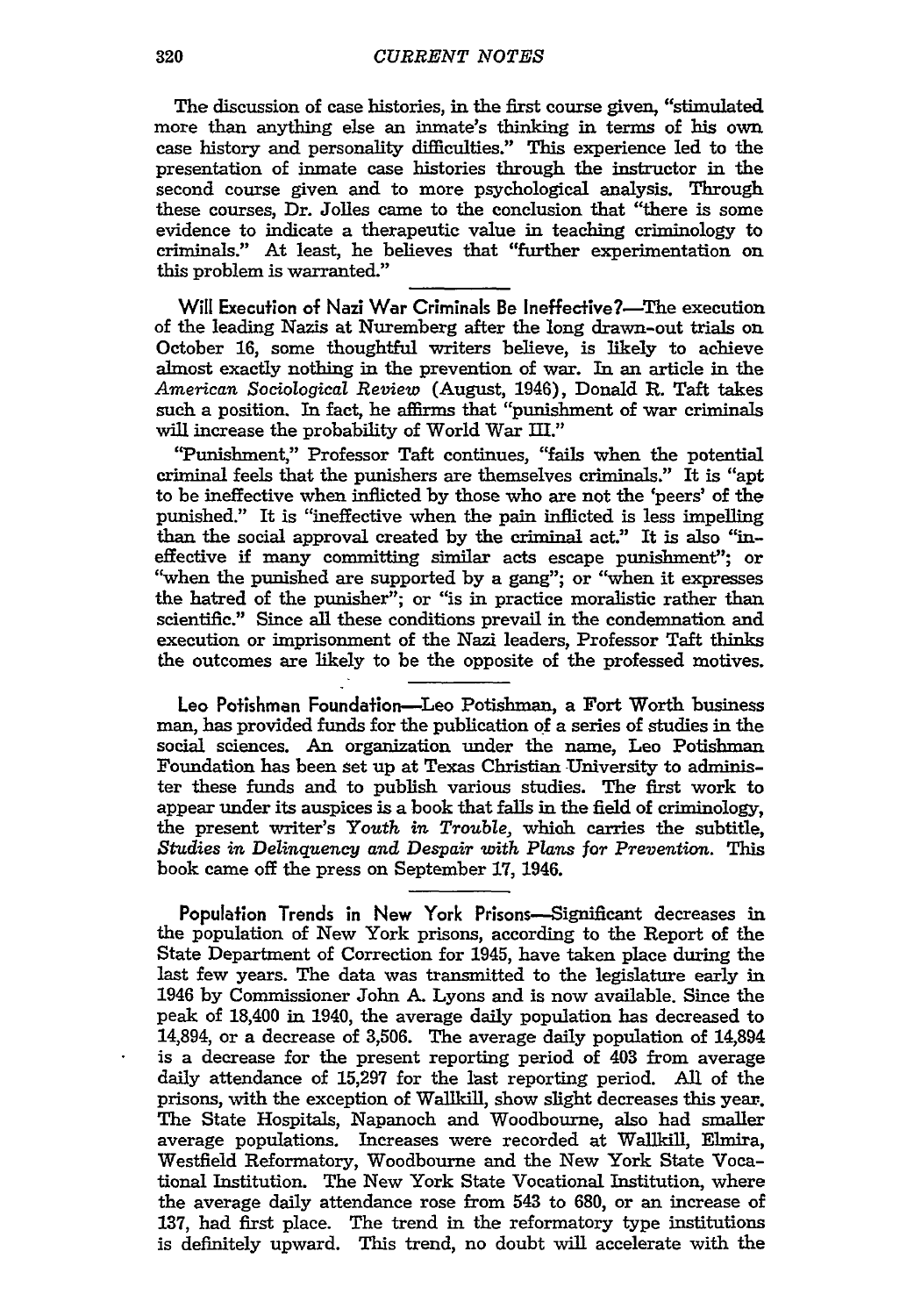The discussion of case histories, in the first course given, "stimulated more than anything else an inmate's thinking in terms of his own case history and personality difficulties." This experience led to the presentation of inmate case histories through the instructor in the second course given and to more psychological analysis. Through these courses, Dr. Jolles came to the conclusion that "there is some evidence to indicate a therapeutic value in teaching criminology to criminals." At least, he believes that "further experimentation on this problem is warranted."

**Will Execution of Nazi War Criminals Be Ineffective?**—The execution of the leading Nazis at Nuremberg after the long drawn-out trials on October 16, some thoughtful writers believe, is likely to achieve almost exactly nothing in the prevention of war. In an article in the *American Sociological Review* (August, 1946), Donald R. Taft takes such a position. In fact, he affirms that "punishment of war criminals will increase the probability of World War III."

"Punishment," Professor Taft continues, "fails when the potential criminal feels that the punishers are themselves criminals." It is "apt to be ineffective when inflicted by those who are not the 'peers' of the punished." It is "ineffective when the pain inflicted is less impelling than the social approval created by the criminal act." It is also "ineffective if many committing similar acts escape punishment"; or "when the punished are supported by a gang"; or "when it expresses the hatred of the punisher"; or "is in practice moralistic rather than scientific." Since all these conditions prevail in the condemnation and execution or imprisonment of the Nazi leaders, Professor Taft thinks the outcomes are likely to be the opposite of the professed motives.

**Leo Potishman Foundation**—Leo Potishman, a Fort Worth business man, has provided funds for the publication of a series of studies in the social sciences. An organization under the name, Leo Potishman Foundation has been set up at Texas Christian University to administer these funds and to publish various studies. The first work to appear under its auspices is a book that falls in the field of criminology, the present writer's *Youth in Trouble,* which carries the subtitle, *Studies in Delinquency and Despair with Plans for Prevention.* This book came off the press on September 17, 1946.

**Population Trends in New York Prisons**—Significant decreases in the population of New York prisons, according to the Report of the State Department of Correction for 1945, have taken place during the last few years. The data was transmitted to the legislature early in 1946 by Commissioner John A. Lyons and is now available. Since the peak of 18,400 in 1940, the average daily population has decreased to 14,894, or a decrease of 3,506. The average daily population of 14,894 is a decrease for the present reporting period of 403 from average daily attendance of 15,297 for the last reporting period. All of the prisons, with the exception of Wallkill, show slight decreases this year. The State Hospitals, Napanoch and Woodbourne, also had smaller average populations. Increases were recorded at Wallkill, Elmira, Westfield Reformatory, Woodbourne and the New York State Vocational Institution. The New York State Vocational Institution, where the average daily attendance rose from 543 to 680, or an increase of 137, had first place. The trend in the reformatory type institutions is definitely upward. This trend, no doubt will accelerate with the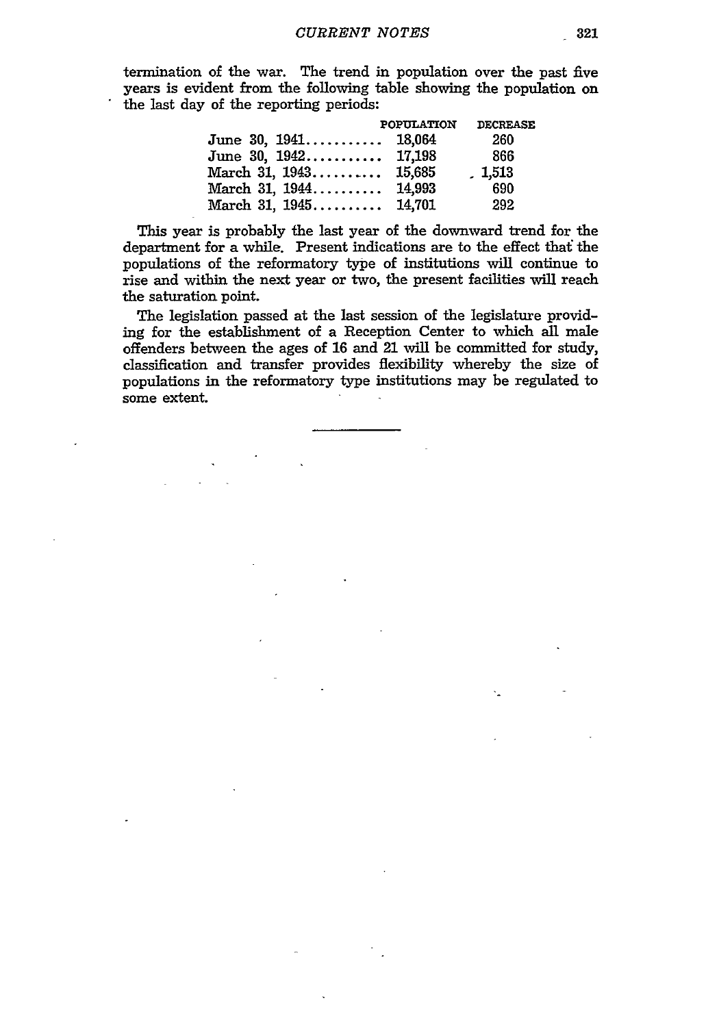termination of the war. The trend in population over the past five years is evident from the following table showing the population on the last day of the reporting periods:

| | POPULATION | DECREASE |
|---|---|---|
| June 30, 1941 | 18,064 | 260 |
| June 30, 1942 | 17,198 | 866 |
| March 31, 1943 | 15,685 | 1,513 |
| March 31, 1944 | 14,993 | 690 |
| March 31, 1945 | 14,701 | 292 |

This year is probably the last year of the downward trend for the department for a while. Present indications are to the effect that the populations of the reformatory type of institutions will continue to rise and within the next year or two, the present facilities will reach the saturation point.

The legislation passed at the last session of the legislature providing for the establishment of a Reception Center to which all male offenders between the ages of 16 and 21 will be committed for study, classification and transfer provides flexibility whereby the size of populations in the reformatory type institutions may be regulated to some extent.